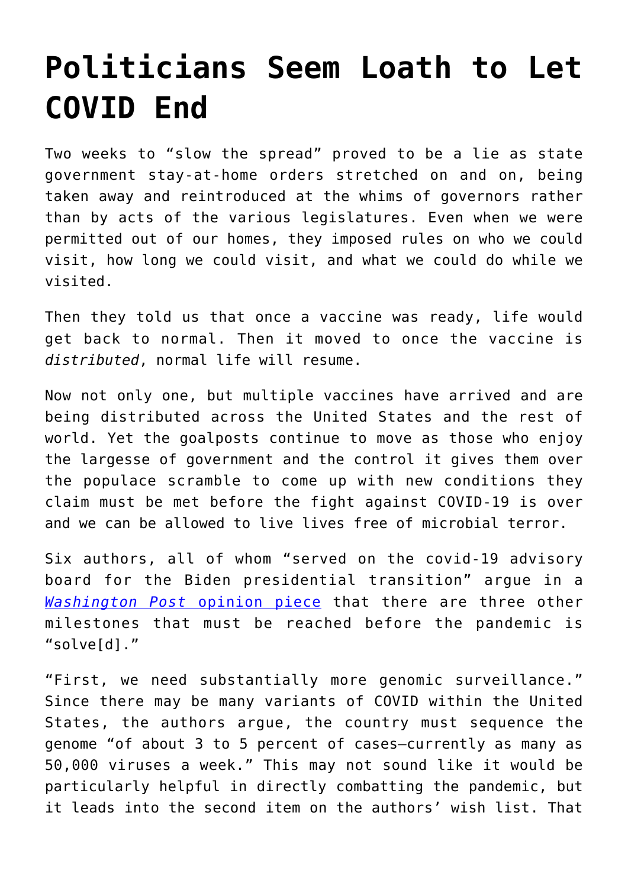# Politicians Seem Loath to Let COVID End

Two weeks to "slow the spread" proved to be a lie as state government stay-at-home orders stretched on and on, being taken away and reintroduced at the whims of governors rather than by acts of the various legislatures. Even when we were permitted out of our homes, they imposed rules on who we could visit, how long we could visit, and what we could do while we visited.

Then they told us that once a vaccine was ready, life would get back to normal. Then it moved to once the vaccine is *distributed*, normal life will resume.

Now not only one, but multiple vaccines have arrived and are being distributed across the United States and the rest of world. Yet the goalposts continue to move as those who enjoy the largesse of government and the control it gives them over the populace scramble to come up with new conditions they claim must be met before the fight against COVID-19 is over and we can be allowed to live lives free of microbial terror.

Six authors, all of whom "served on the covid-19 advisory board for the Biden presidential transition" argue in a [*Washington Post* opinion piece]() that there are three other milestones that must be reached before the pandemic is "solve[d]."

"First, we need substantially more genomic surveillance." Since there may be many variants of COVID within the United States, the authors argue, the country must sequence the genome "of about 3 to 5 percent of cases—currently as many as 50,000 viruses a week." This may not sound like it would be particularly helpful in directly combatting the pandemic, but it leads into the second item on the authors' wish list. That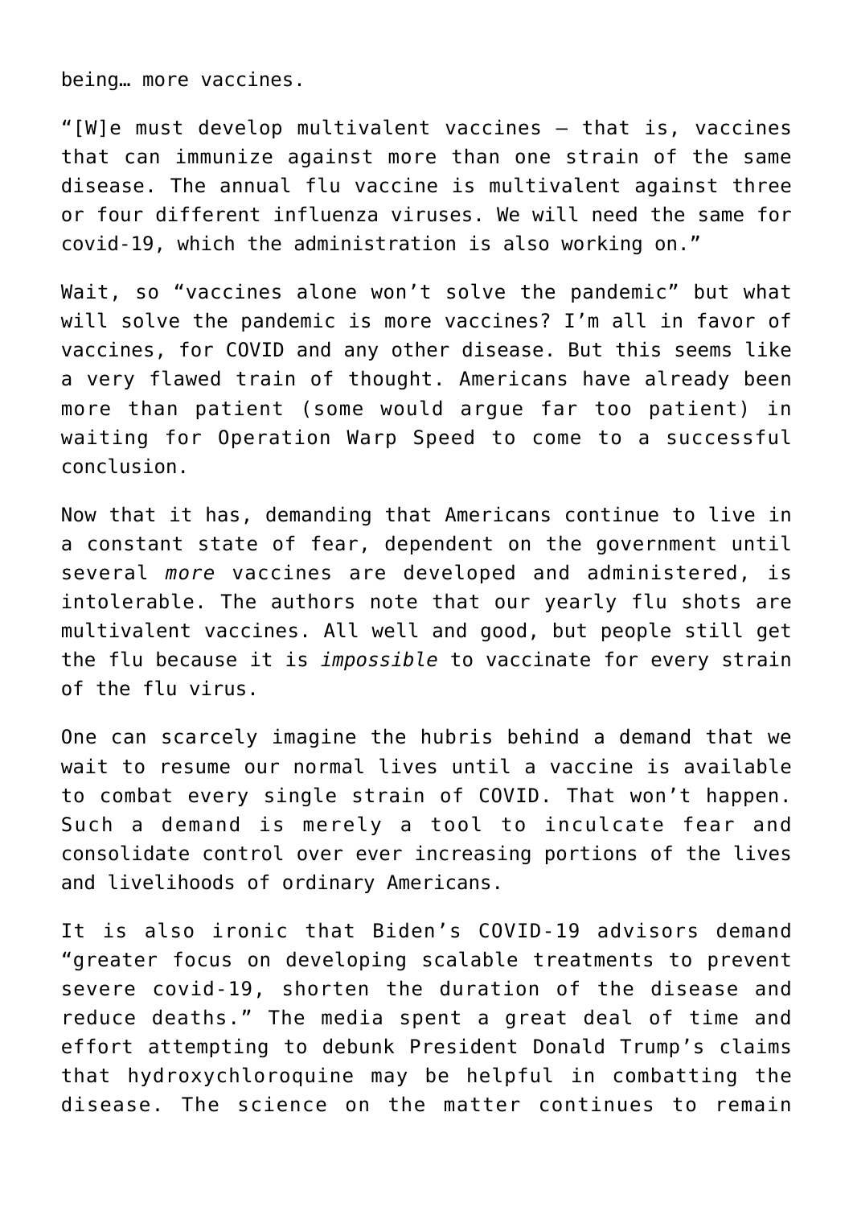being… more vaccines.

"[W]e must develop multivalent vaccines — that is, vaccines that can immunize against more than one strain of the same disease. The annual flu vaccine is multivalent against three or four different influenza viruses. We will need the same for covid-19, which the administration is also working on."

Wait, so "vaccines alone won't solve the pandemic" but what will solve the pandemic is more vaccines? I'm all in favor of vaccines, for COVID and any other disease. But this seems like a very flawed train of thought. Americans have already been more than patient (some would argue far too patient) in waiting for Operation Warp Speed to come to a successful conclusion.

Now that it has, demanding that Americans continue to live in a constant state of fear, dependent on the government until several *more* vaccines are developed and administered, is intolerable. The authors note that our yearly flu shots are multivalent vaccines. All well and good, but people still get the flu because it is *impossible* to vaccinate for every strain of the flu virus.

One can scarcely imagine the hubris behind a demand that we wait to resume our normal lives until a vaccine is available to combat every single strain of COVID. That won't happen. Such a demand is merely a tool to inculcate fear and consolidate control over ever increasing portions of the lives and livelihoods of ordinary Americans.

It is also ironic that Biden's COVID-19 advisors demand "greater focus on developing scalable treatments to prevent severe covid-19, shorten the duration of the disease and reduce deaths." The media spent a great deal of time and effort attempting to debunk President Donald Trump's claims that hydroxychloroquine may be helpful in combatting the disease. The science on the matter continues to remain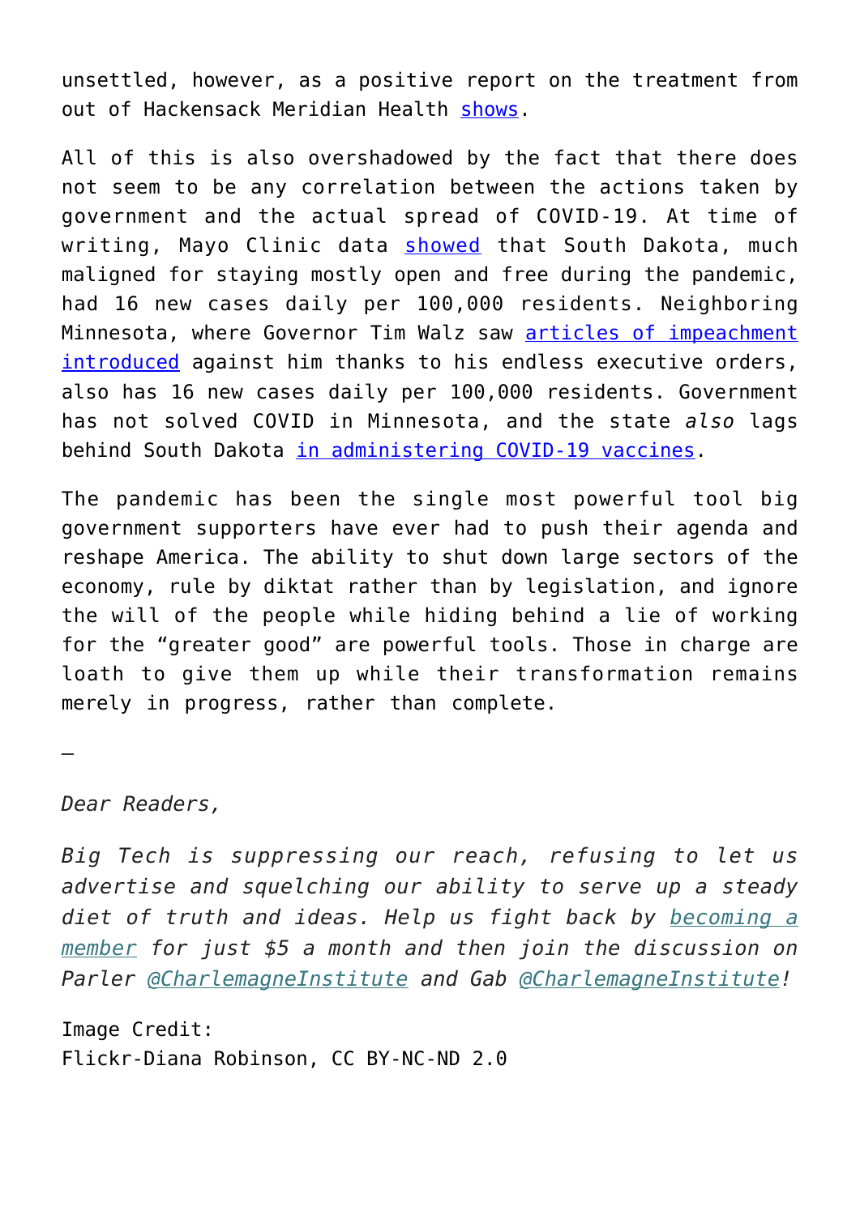unsettled, however, as a positive report on the treatment from out of Hackensack Meridian Health shows.

All of this is also overshadowed by the fact that there does not seem to be any correlation between the actions taken by government and the actual spread of COVID-19. At time of writing, Mayo Clinic data showed that South Dakota, much maligned for staying mostly open and free during the pandemic, had 16 new cases daily per 100,000 residents. Neighboring Minnesota, where Governor Tim Walz saw articles of impeachment introduced against him thanks to his endless executive orders, also has 16 new cases daily per 100,000 residents. Government has not solved COVID in Minnesota, and the state *also* lags behind South Dakota in administering COVID-19 vaccines.

The pandemic has been the single most powerful tool big government supporters have ever had to push their agenda and reshape America. The ability to shut down large sectors of the economy, rule by diktat rather than by legislation, and ignore the will of the people while hiding behind a lie of working for the "greater good" are powerful tools. Those in charge are loath to give them up while their transformation remains merely in progress, rather than complete.

—

*Dear Readers,*

*Big Tech is suppressing our reach, refusing to let us advertise and squelching our ability to serve up a steady diet of truth and ideas. Help us fight back by becoming a member for just $5 a month and then join the discussion on Parler @CharlemagneInstitute and Gab @CharlemagneInstitute!*

Image Credit:
Flickr-Diana Robinson, CC BY-NC-ND 2.0